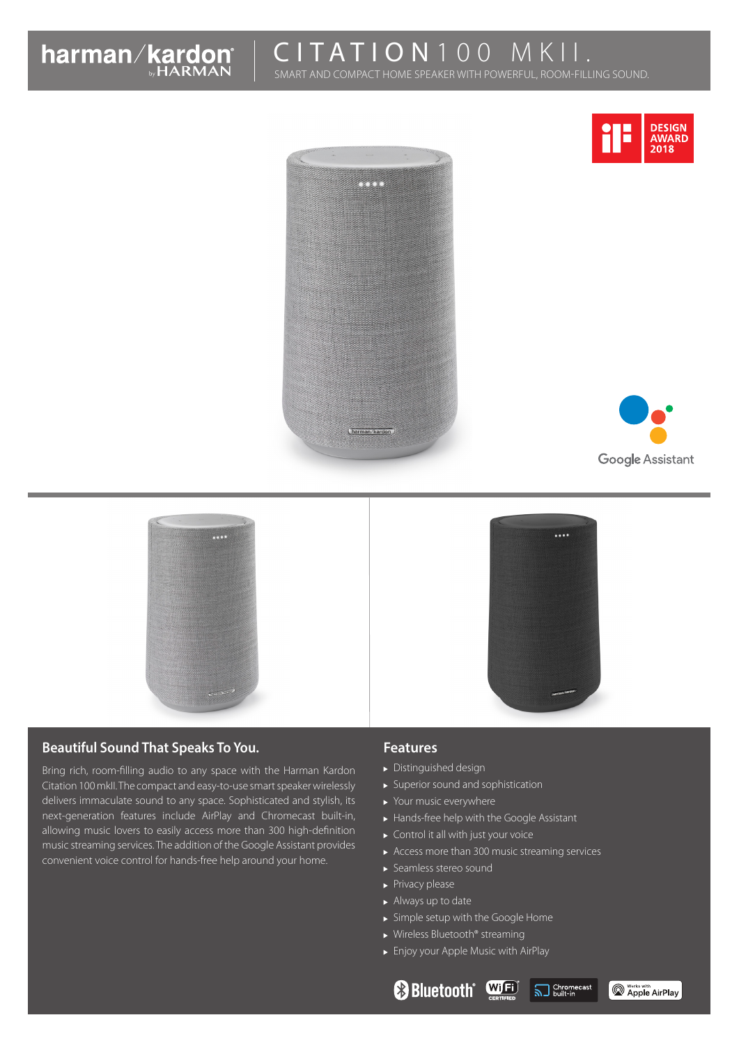harman/kardon by HARMAN

# CITATION 100 MKII.

SMART AND COMPACT HOME SPEAKER WITH POWERFUL, ROOM-FILLING SOUND.

iF DESIGN AWARD 2018

Google Assistant

## Beautiful Sound That Speaks To You.

Bring rich, room-filling audio to any space with the Harman Kardon Citation 100 mkII. The compact and easy-to-use smart speaker wirelessly delivers immaculate sound to any space. Sophisticated and stylish, its next-generation features include AirPlay and Chromecast built-in, allowing music lovers to easily access more than 300 high-definition music streaming services. The addition of the Google Assistant provides convenient voice control for hands-free help around your home.

## Features

- Distinguished design
- Superior sound and sophistication
- Your music everywhere
- Hands-free help with the Google Assistant
- Control it all with just your voice
- Access more than 300 music streaming services
- Seamless stereo sound
- Privacy please
- Always up to date
- Simple setup with the Google Home
- Wireless Bluetooth® streaming
- Enjoy your Apple Music with AirPlay

Bluetooth® | Wi-Fi CERTIFIED | Chromecast built-in | Works with Apple AirPlay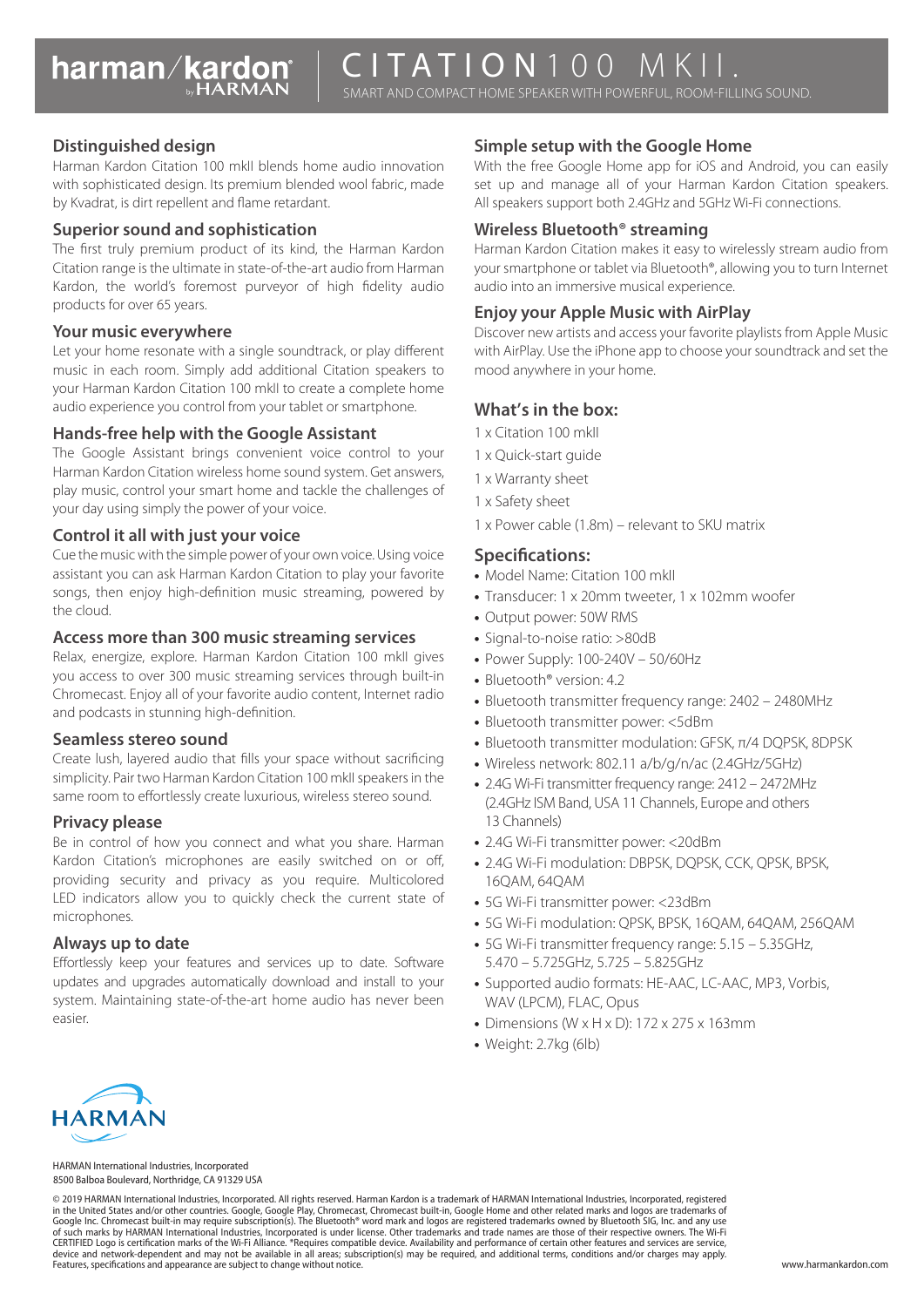# harman/kardon by HARMAN

# CITATION100 MKII.

SMART AND COMPACT HOME SPEAKER WITH POWERFUL, ROOM-FILLING SOUND.

## Distinguished design

Harman Kardon Citation 100 mkII blends home audio innovation with sophisticated design. Its premium blended wool fabric, made by Kvadrat, is dirt repellent and flame retardant.

## Superior sound and sophistication

The first truly premium product of its kind, the Harman Kardon Citation range is the ultimate in state-of-the-art audio from Harman Kardon, the world's foremost purveyor of high fidelity audio products for over 65 years.

## Your music everywhere

Let your home resonate with a single soundtrack, or play different music in each room. Simply add additional Citation speakers to your Harman Kardon Citation 100 mkII to create a complete home audio experience you control from your tablet or smartphone.

## Hands-free help with the Google Assistant

The Google Assistant brings convenient voice control to your Harman Kardon Citation wireless home sound system. Get answers, play music, control your smart home and tackle the challenges of your day using simply the power of your voice.

## Control it all with just your voice

Cue the music with the simple power of your own voice. Using voice assistant you can ask Harman Kardon Citation to play your favorite songs, then enjoy high-definition music streaming, powered by the cloud.

## Access more than 300 music streaming services

Relax, energize, explore. Harman Kardon Citation 100 mkII gives you access to over 300 music streaming services through built-in Chromecast. Enjoy all of your favorite audio content, Internet radio and podcasts in stunning high-definition.

## Seamless stereo sound

Create lush, layered audio that fills your space without sacrificing simplicity. Pair two Harman Kardon Citation 100 mkII speakers in the same room to effortlessly create luxurious, wireless stereo sound.

## Privacy please

Be in control of how you connect and what you share. Harman Kardon Citation's microphones are easily switched on or off, providing security and privacy as you require. Multicolored LED indicators allow you to quickly check the current state of microphones.

## Always up to date

Effortlessly keep your features and services up to date. Software updates and upgrades automatically download and install to your system. Maintaining state-of-the-art home audio has never been easier.

## Simple setup with the Google Home

With the free Google Home app for iOS and Android, you can easily set up and manage all of your Harman Kardon Citation speakers. All speakers support both 2.4GHz and 5GHz Wi-Fi connections.

## Wireless Bluetooth® streaming

Harman Kardon Citation makes it easy to wirelessly stream audio from your smartphone or tablet via Bluetooth®, allowing you to turn Internet audio into an immersive musical experience.

## Enjoy your Apple Music with AirPlay

Discover new artists and access your favorite playlists from Apple Music with AirPlay. Use the iPhone app to choose your soundtrack and set the mood anywhere in your home.

## What's in the box:

1 x Citation 100 mkII

1 x Quick-start guide

1 x Warranty sheet

1 x Safety sheet

1 x Power cable (1.8m) – relevant to SKU matrix

## Specifications:

- Model Name: Citation 100 mkII
- Transducer: 1 x 20mm tweeter, 1 x 102mm woofer
- Output power: 50W RMS
- Signal-to-noise ratio: >80dB
- Power Supply: 100-240V – 50/60Hz
- Bluetooth® version: 4.2
- Bluetooth transmitter frequency range: 2402 – 2480MHz
- Bluetooth transmitter power: <5dBm
- Bluetooth transmitter modulation: GFSK, π/4 DQPSK, 8DPSK
- Wireless network: 802.11 a/b/g/n/ac (2.4GHz/5GHz)
- 2.4G Wi-Fi transmitter frequency range: 2412 – 2472MHz (2.4GHz ISM Band, USA 11 Channels, Europe and others 13 Channels)
- 2.4G Wi-Fi transmitter power: <20dBm
- 2.4G Wi-Fi modulation: DBPSK, DQPSK, CCK, QPSK, BPSK, 16QAM, 64QAM
- 5G Wi-Fi transmitter power: <23dBm
- 5G Wi-Fi modulation: QPSK, BPSK, 16QAM, 64QAM, 256QAM
- 5G Wi-Fi transmitter frequency range: 5.15 – 5.35GHz, 5.470 – 5.725GHz, 5.725 – 5.825GHz
- Supported audio formats: HE-AAC, LC-AAC, MP3, Vorbis, WAV (LPCM), FLAC, Opus
- Dimensions (W x H x D): 172 x 275 x 163mm
- Weight: 2.7kg (6lb)

HARMAN

HARMAN International Industries, Incorporated
8500 Balboa Boulevard, Northridge, CA 91329 USA

© 2019 HARMAN International Industries, Incorporated. All rights reserved. Harman Kardon is a trademark of HARMAN International Industries, Incorporated, registered in the United States and/or other countries. Google, Google Play, Chromecast, Chromecast built-in, Google Home and other related marks and logos are trademarks of Google Inc. Chromecast built-in may require subscription(s). The Bluetooth® word mark and logos are registered trademarks owned by Bluetooth SIG, Inc. and any use of such marks by HARMAN International Industries, Incorporated is under license. Other trademarks and trade names are those of their respective owners. The Wi-Fi CERTIFIED Logo is certification marks of the Wi-Fi Alliance. *Requires compatible device. Availability and performance of certain other features and services are service, device and network-dependent and may not be available in all areas; subscription(s) may be required, and additional terms, conditions and/or charges may apply. Features, specifications and appearance are subject to change without notice.

www.harmankardon.com